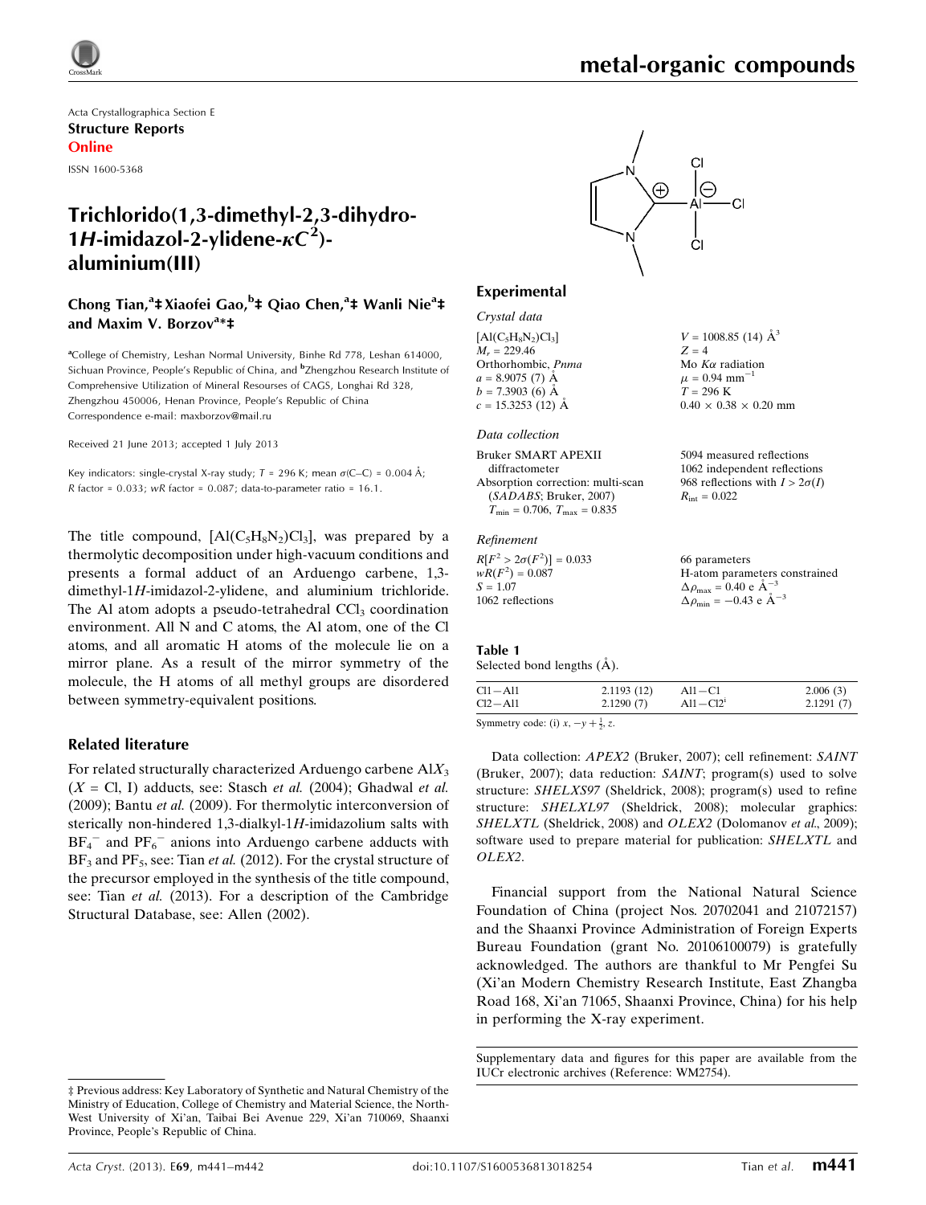Acta Crystallographica Section E

**Structure Reports**

**Online**

ISSN 1600-5368

# Trichlorido(1,3-dimethyl-2,3-dihydro-1*H*-imidazol-2-ylidene-$\kappa C^2$)-aluminium(III)

**Chong Tian,[a]‡ Xiaofei Gao,[b]‡ Qiao Chen,[a]‡ Wanli Nie[a]‡ and Maxim V. Borzov[a]\*‡**

[a]College of Chemistry, Leshan Normal University, Binhe Rd 778, Leshan 614000, Sichuan Province, People's Republic of China, and [b]Zhengzhou Research Institute of Comprehensive Utilization of Mineral Resourses of CAGS, Longhai Rd 328, Zhengzhou 450006, Henan Province, People's Republic of China
Correspondence e-mail: maxborzov@mail.ru

Received 21 June 2013; accepted 1 July 2013

Key indicators: single-crystal X-ray study; $T$ = 296 K; mean $\sigma$(C–C) = 0.004 Å; $R$ factor = 0.033; $wR$ factor = 0.087; data-to-parameter ratio = 16.1.

The title compound, $[Al(C_5H_8N_2)Cl_3]$, was prepared by a thermolytic decomposition under high-vacuum conditions and presents a formal adduct of an Arduengo carbene, 1,3-dimethyl-1*H*-imidazol-2-ylidene, and aluminium trichloride. The Al atom adopts a pseudo-tetrahedral $CCl_3$ coordination environment. All N and C atoms, the Al atom, one of the Cl atoms, and all aromatic H atoms of the molecule lie on a mirror plane. As a result of the mirror symmetry of the molecule, the H atoms of all methyl groups are disordered between symmetry-equivalent positions.

## Related literature

For related structurally characterized Arduengo carbene $AlX_3$ ($X$ = Cl, I) adducts, see: Stasch *et al.* (2004); Ghadwal *et al.* (2009); Bantu *et al.* (2009). For thermolytic interconversion of sterically non-hindered 1,3-dialkyl-1*H*-imidazolium salts with $BF_4^-$ and $PF_6^-$ anions into Arduengo carbene adducts with $BF_3$ and $PF_5$, see: Tian *et al.* (2012). For the crystal structure of the precursor employed in the synthesis of the title compound, see: Tian *et al.* (2013). For a description of the Cambridge Structural Database, see: Allen (2002).

## Experimental

### Crystal data

$[Al(C_5H_8N_2)Cl_3]$
$M_r$ = 229.46
Orthorhombic, *Pnma*
$a$ = 8.9075 (7) Å
$b$ = 7.3903 (6) Å
$c$ = 15.3253 (12) Å
$V$ = 1008.85 (14) Å$^3$
$Z$ = 4
Mo $K\alpha$ radiation
$\mu$ = 0.94 mm$^{-1}$
$T$ = 296 K
0.40 × 0.38 × 0.20 mm

### Data collection

Bruker SMART APEXII diffractometer
Absorption correction: multi-scan (*SADABS*; Bruker, 2007)
$T_{min}$ = 0.706, $T_{max}$ = 0.835
5094 measured reflections
1062 independent reflections
968 reflections with $I > 2\sigma(I)$
$R_{int}$ = 0.022

### Refinement

$R[F^2 > 2\sigma(F^2)]$ = 0.033
$wR(F^2)$ = 0.087
$S$ = 1.07
1062 reflections
66 parameters
H-atom parameters constrained
$\Delta\rho_{max}$ = 0.40 e Å$^{-3}$
$\Delta\rho_{min}$ = −0.43 e Å$^{-3}$

**Table 1**
Selected bond lengths (Å).

| | | | |
|---|---|---|---|
| Cl1—Al1 | 2.1193 (12) | Al1—C1 | 2.006 (3) |
| Cl2—Al1 | 2.1290 (7) | Al1—Cl2[i] | 2.1291 (7) |

Symmetry code: (i) $x, -y + \frac{1}{2}, z$.

Data collection: *APEX2* (Bruker, 2007); cell refinement: *SAINT* (Bruker, 2007); data reduction: *SAINT*; program(s) used to solve structure: *SHELXS97* (Sheldrick, 2008); program(s) used to refine structure: *SHELXL97* (Sheldrick, 2008); molecular graphics: *SHELXTL* (Sheldrick, 2008) and *OLEX2* (Dolomanov *et al.*, 2009); software used to prepare material for publication: *SHELXTL* and *OLEX2*.

Financial support from the National Natural Science Foundation of China (project Nos. 20702041 and 21072157) and the Shaanxi Province Administration of Foreign Experts Bureau Foundation (grant No. 20106100079) is gratefully acknowledged. The authors are thankful to Mr Pengfei Su (Xi'an Modern Chemistry Research Institute, East Zhangba Road 168, Xi'an 71065, Shaanxi Province, China) for his help in performing the X-ray experiment.

Supplementary data and figures for this paper are available from the IUCr electronic archives (Reference: WM2754).

‡ Previous address: Key Laboratory of Synthetic and Natural Chemistry of the Ministry of Education, College of Chemistry and Material Science, the North-West University of Xi'an, Taibai Bei Avenue 229, Xi'an 710069, Shaanxi Province, People's Republic of China.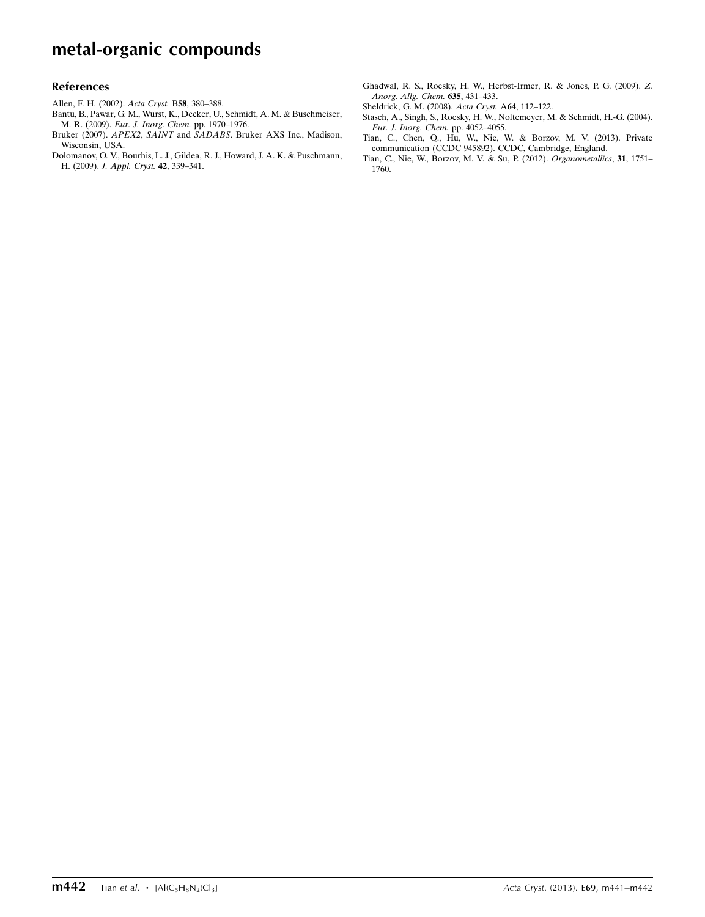## References

Allen, F. H. (2002). *Acta Cryst.* B**58**, 380–388.

Bantu, B., Pawar, G. M., Wurst, K., Decker, U., Schmidt, A. M. & Buschmeiser, M. R. (2009). *Eur. J. Inorg. Chem.* pp. 1970–1976.

Bruker (2007). *APEX2*, *SAINT* and *SADABS*. Bruker AXS Inc., Madison, Wisconsin, USA.

Dolomanov, O. V., Bourhis, L. J., Gildea, R. J., Howard, J. A. K. & Puschmann, H. (2009). *J. Appl. Cryst.* **42**, 339–341.

Ghadwal, R. S., Roesky, H. W., Herbst-Irmer, R. & Jones, P. G. (2009). *Z. Anorg. Allg. Chem.* **635**, 431–433.

Sheldrick, G. M. (2008). *Acta Cryst.* A**64**, 112–122.

Stasch, A., Singh, S., Roesky, H. W., Noltemeyer, M. & Schmidt, H.-G. (2004). *Eur. J. Inorg. Chem.* pp. 4052–4055.

Tian, C., Chen, Q., Hu, W., Nie, W. & Borzov, M. V. (2013). Private communication (CCDC 945892). CCDC, Cambridge, England.

Tian, C., Nie, W., Borzov, M. V. & Su, P. (2012). *Organometallics*, **31**, 1751–1760.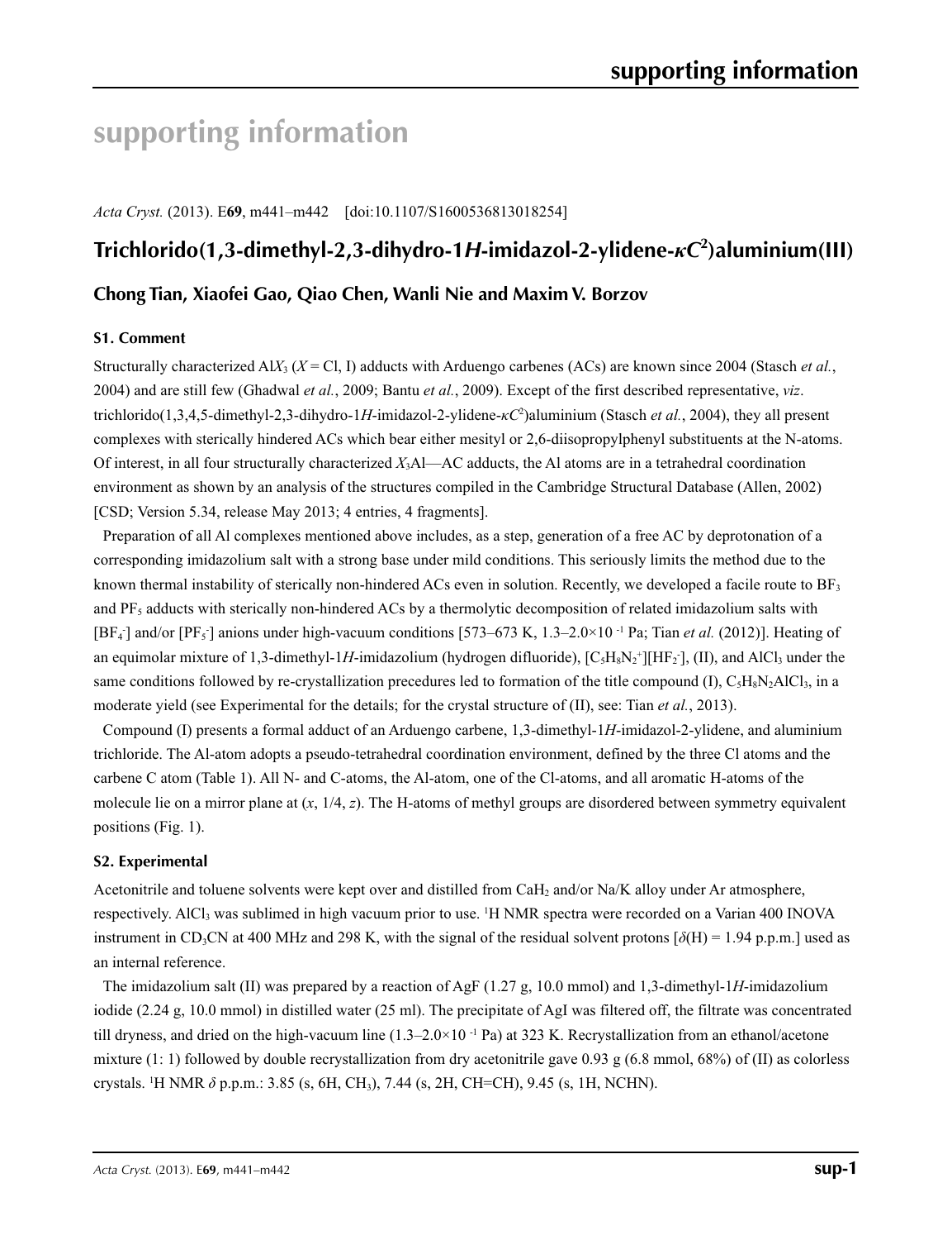# supporting information

*Acta Cryst.* (2013). E**69**, m441–m442 [doi:10.1107/S1600536813018254]

## Trichlorido(1,3-dimethyl-2,3-dihydro-1*H*-imidazol-2-ylidene-$\kappa C^2$)aluminium(III)

### Chong Tian, Xiaofei Gao, Qiao Chen, Wanli Nie and Maxim V. Borzov

#### S1. Comment

Structurally characterized Al$X_3$ ($X$ = Cl, I) adducts with Arduengo carbenes (ACs) are known since 2004 (Stasch *et al.*, 2004) and are still few (Ghadwal *et al.*, 2009; Bantu *et al.*, 2009). Except of the first described representative, *viz*. trichlorido(1,3,4,5-dimethyl-2,3-dihydro-1*H*-imidazol-2-ylidene-$\kappa C^2$)aluminium (Stasch *et al.*, 2004), they all present complexes with sterically hindered ACs which bear either mesityl or 2,6-diisopropylphenyl substituents at the N-atoms. Of interest, in all four structurally characterized $X_3$Al—AC adducts, the Al atoms are in a tetrahedral coordination environment as shown by an analysis of the structures compiled in the Cambridge Structural Database (Allen, 2002) [CSD; Version 5.34, release May 2013; 4 entries, 4 fragments].

Preparation of all Al complexes mentioned above includes, as a step, generation of a free AC by deprotonation of a corresponding imidazolium salt with a strong base under mild conditions. This seriously limits the method due to the known thermal instability of sterically non-hindered ACs even in solution. Recently, we developed a facile route to $BF_3$ and $PF_5$ adducts with sterically non-hindered ACs by a thermolytic decomposition of related imidazolium salts with [$BF_4^-$] and/or [$PF_6^-$] anions under high-vacuum conditions [573–673 K, 1.3–2.0×10 $^{-1}$ Pa; Tian *et al.* (2012)]. Heating of an equimolar mixture of 1,3-dimethyl-1*H*-imidazolium (hydrogen difluoride), [$C_5H_9N_2^+$][$HF_2^-$], (II), and $AlCl_3$ under the same conditions followed by re-crystallization precedures led to formation of the title compound (I), $C_5H_8N_2AlCl_3$, in a moderate yield (see Experimental for the details; for the crystal structure of (II), see: Tian *et al.*, 2013).

Compound (I) presents a formal adduct of an Arduengo carbene, 1,3-dimethyl-1*H*-imidazol-2-ylidene, and aluminium trichloride. The Al-atom adopts a pseudo-tetrahedral coordination environment, defined by the three Cl atoms and the carbene C atom (Table 1). All N- and C-atoms, the Al-atom, one of the Cl-atoms, and all aromatic H-atoms of the molecule lie on a mirror plane at ($x$, 1/4, $z$). The H-atoms of methyl groups are disordered between symmetry equivalent positions (Fig. 1).

#### S2. Experimental

Acetonitrile and toluene solvents were kept over and distilled from $CaH_2$ and/or Na/K alloy under Ar atmosphere, respectively. $AlCl_3$ was sublimed in high vacuum prior to use. $^1$H NMR spectra were recorded on a Varian 400 INOVA instrument in $CD_3CN$ at 400 MHz and 298 K, with the signal of the residual solvent protons [$\delta$(H) = 1.94 p.p.m.] used as an internal reference.

The imidazolium salt (II) was prepared by a reaction of AgF (1.27 g, 10.0 mmol) and 1,3-dimethyl-1*H*-imidazolium iodide (2.24 g, 10.0 mmol) in distilled water (25 ml). The precipitate of AgI was filtered off, the filtrate was concentrated till dryness, and dried on the high-vacuum line (1.3–2.0×10 $^{-1}$ Pa) at 323 K. Recrystallization from an ethanol/acetone mixture (1: 1) followed by double recrystallization from dry acetonitrile gave 0.93 g (6.8 mmol, 68%) of (II) as colorless crystals. $^1$H NMR $\delta$ p.p.m.: 3.85 (s, 6H, $CH_3$), 7.44 (s, 2H, CH=CH), 9.45 (s, 1H, NCHN).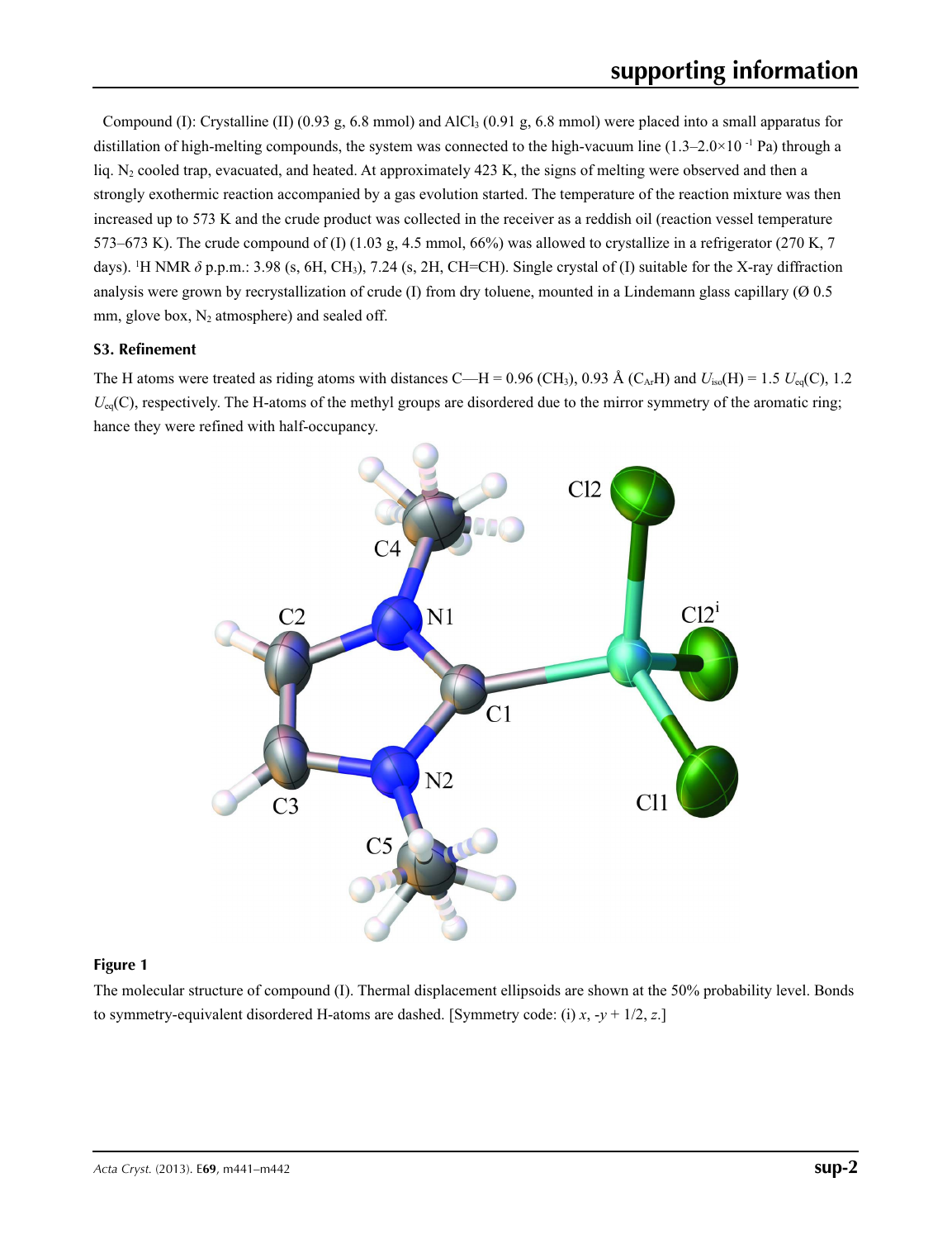Compound (I): Crystalline (II) (0.93 g, 6.8 mmol) and $AlCl_3$ (0.91 g, 6.8 mmol) were placed into a small apparatus for distillation of high-melting compounds, the system was connected to the high-vacuum line ($1.3–2.0×10^{-1}$ Pa) through a liq. $N_2$ cooled trap, evacuated, and heated. At approximately 423 K, the signs of melting were observed and then a strongly exothermic reaction accompanied by a gas evolution started. The temperature of the reaction mixture was then increased up to 573 K and the crude product was collected in the receiver as a reddish oil (reaction vessel temperature 573–673 K). The crude compound of (I) (1.03 g, 4.5 mmol, 66%) was allowed to crystallize in a refrigerator (270 K, 7 days). $^1$H NMR $\delta$ p.p.m.: 3.98 (s, 6H, $CH_3$), 7.24 (s, 2H, CH=CH). Single crystal of (I) suitable for the X-ray diffraction analysis were grown by recrystallization of crude (I) from dry toluene, mounted in a Lindemann glass capillary (Ø 0.5 mm, glove box, $N_2$ atmosphere) and sealed off.

### S3. Refinement

The H atoms were treated as riding atoms with distances C—H = 0.96 ($CH_3$), 0.93 Å ($C_{Ar}H$) and $U_{iso}(H) = 1.5\ U_{eq}(C)$, 1.2 $U_{eq}(C)$, respectively. The H-atoms of the methyl groups are disordered due to the mirror symmetry of the aromatic ring; hance they were refined with half-occupancy.

**Figure 1**

The molecular structure of compound (I). Thermal displacement ellipsoids are shown at the 50% probability level. Bonds to symmetry-equivalent disordered H-atoms are dashed. [Symmetry code: (i) $x$, $-y + 1/2$, $z$.]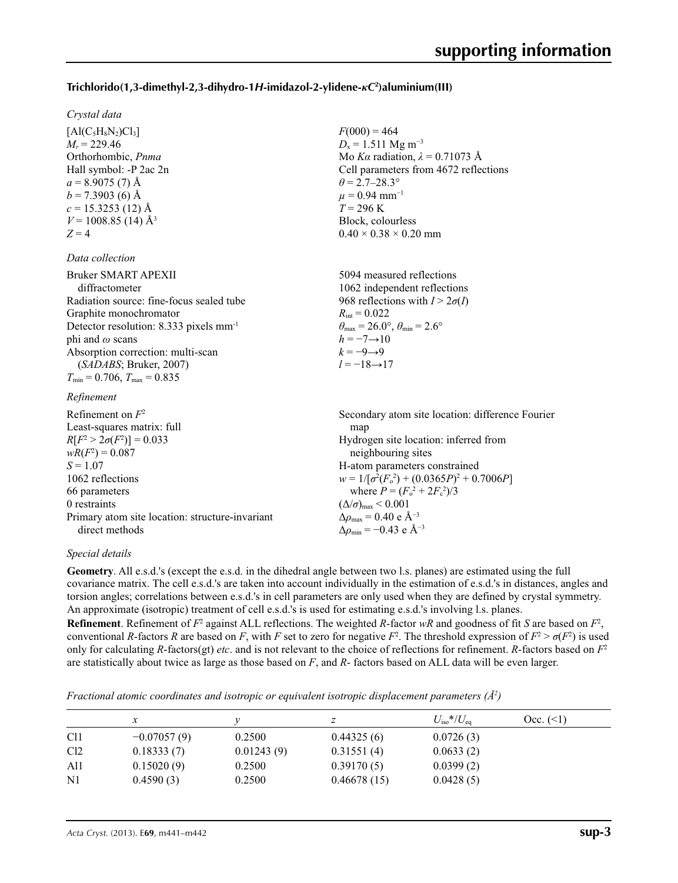### Trichlorido(1,3-dimethyl-2,3-dihydro-1*H*-imidazol-2-ylidene-κ$C^2$)aluminium(III)

*Crystal data*

[Al($C_5H_8N_2$)$Cl_3$]
$M_r$ = 229.46
Orthorhombic, *Pnma*
Hall symbol: -P 2ac 2n
*a* = 8.9075 (7) Å
*b* = 7.3903 (6) Å
*c* = 15.3253 (12) Å
*V* = 1008.85 (14) Å$^3$
*Z* = 4

*F*(000) = 464
$D_x$ = 1.511 Mg m$^{-3}$
Mo *K*α radiation, λ = 0.71073 Å
Cell parameters from 4672 reflections
θ = 2.7–28.3°
μ = 0.94 mm$^{-1}$
*T* = 296 K
Block, colourless
0.40 × 0.38 × 0.20 mm

*Data collection*

Bruker SMART APEXII diffractometer
Radiation source: fine-focus sealed tube
Graphite monochromator
Detector resolution: 8.333 pixels mm$^{-1}$
phi and ω scans
Absorption correction: multi-scan (*SADABS*; Bruker, 2007)
$T_{min}$ = 0.706, $T_{max}$ = 0.835

5094 measured reflections
1062 independent reflections
968 reflections with $I > 2\sigma(I)$
$R_{int}$ = 0.022
$\theta_{max}$ = 26.0°, $\theta_{min}$ = 2.6°
*h* = −7→10
*k* = −9→9
*l* = −18→17

*Refinement*

Refinement on $F^2$
Least-squares matrix: full
$R[F^2 > 2\sigma(F^2)]$ = 0.033
$wR(F^2)$ = 0.087
*S* = 1.07
1062 reflections
66 parameters
0 restraints
Primary atom site location: structure-invariant direct methods

Secondary atom site location: difference Fourier map
Hydrogen site location: inferred from neighbouring sites
H-atom parameters constrained
$w = 1/[\sigma^2(F_o^2) + (0.0365P)^2 + 0.7006P]$ where $P = (F_o^2 + 2F_c^2)/3$
$(\Delta/\sigma)_{max} < 0.001$
$\Delta\rho_{max}$ = 0.40 e Å$^{-3}$
$\Delta\rho_{min}$ = −0.43 e Å$^{-3}$

*Special details*

**Geometry**. All e.s.d.'s (except the e.s.d. in the dihedral angle between two l.s. planes) are estimated using the full covariance matrix. The cell e.s.d.'s are taken into account individually in the estimation of e.s.d.'s in distances, angles and torsion angles; correlations between e.s.d.'s in cell parameters are only used when they are defined by crystal symmetry. An approximate (isotropic) treatment of cell e.s.d.'s is used for estimating e.s.d.'s involving l.s. planes.

**Refinement**. Refinement of $F^2$ against ALL reflections. The weighted *R*-factor *wR* and goodness of fit *S* are based on $F^2$, conventional *R*-factors *R* are based on *F*, with *F* set to zero for negative $F^2$. The threshold expression of $F^2 > \sigma(F^2)$ is used only for calculating *R*-factors(gt) *etc*. and is not relevant to the choice of reflections for refinement. *R*-factors based on $F^2$ are statistically about twice as large as those based on *F*, and *R*- factors based on ALL data will be even larger.

*Fractional atomic coordinates and isotropic or equivalent isotropic displacement parameters (Å$^2$)*

| | *x* | *y* | *z* | $U_{iso}$*/$U_{eq}$ | Occ. (<1) |
|---|---|---|---|---|---|
| Cl1 | −0.07057 (9) | 0.2500 | 0.44325 (6) | 0.0726 (3) | |
| Cl2 | 0.18333 (7) | 0.01243 (9) | 0.31551 (4) | 0.0633 (2) | |
| Al1 | 0.15020 (9) | 0.2500 | 0.39170 (5) | 0.0399 (2) | |
| N1 | 0.4590 (3) | 0.2500 | 0.46678 (15) | 0.0428 (5) | |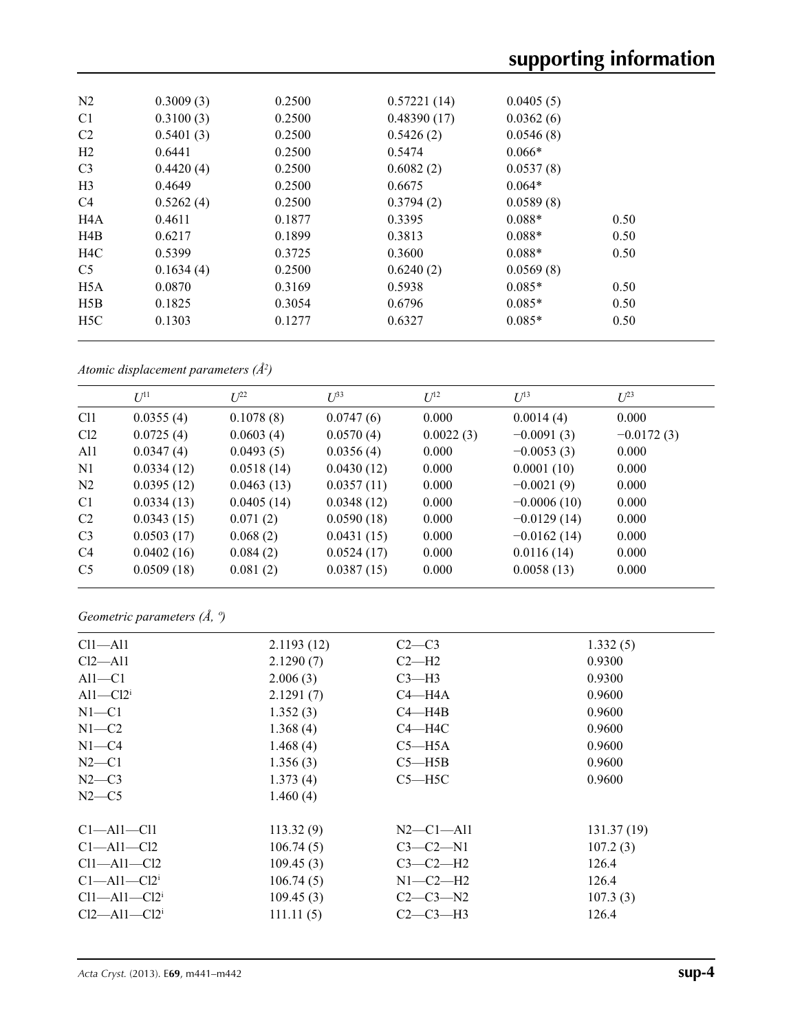| | | | | | |
|---|---|---|---|---|---|
| N2 | 0.3009 (3) | 0.2500 | 0.57221 (14) | 0.0405 (5) | |
| C1 | 0.3100 (3) | 0.2500 | 0.48390 (17) | 0.0362 (6) | |
| C2 | 0.5401 (3) | 0.2500 | 0.5426 (2) | 0.0546 (8) | |
| H2 | 0.6441 | 0.2500 | 0.5474 | 0.066* | |
| C3 | 0.4420 (4) | 0.2500 | 0.6082 (2) | 0.0537 (8) | |
| H3 | 0.4649 | 0.2500 | 0.6675 | 0.064* | |
| C4 | 0.5262 (4) | 0.2500 | 0.3794 (2) | 0.0589 (8) | |
| H4A | 0.4611 | 0.1877 | 0.3395 | 0.088* | 0.50 |
| H4B | 0.6217 | 0.1899 | 0.3813 | 0.088* | 0.50 |
| H4C | 0.5399 | 0.3725 | 0.3600 | 0.088* | 0.50 |
| C5 | 0.1634 (4) | 0.2500 | 0.6240 (2) | 0.0569 (8) | |
| H5A | 0.0870 | 0.3169 | 0.5938 | 0.085* | 0.50 |
| H5B | 0.1825 | 0.3054 | 0.6796 | 0.085* | 0.50 |
| H5C | 0.1303 | 0.1277 | 0.6327 | 0.085* | 0.50 |

*Atomic displacement parameters ($Å^2$)*

| | $U^{11}$ | $U^{22}$ | $U^{33}$ | $U^{12}$ | $U^{13}$ | $U^{23}$ |
|---|---|---|---|---|---|---|
| Cl1 | 0.0355 (4) | 0.1078 (8) | 0.0747 (6) | 0.000 | 0.0014 (4) | 0.000 |
| Cl2 | 0.0725 (4) | 0.0603 (4) | 0.0570 (4) | 0.0022 (3) | −0.0091 (3) | −0.0172 (3) |
| Al1 | 0.0347 (4) | 0.0493 (5) | 0.0356 (4) | 0.000 | −0.0053 (3) | 0.000 |
| N1 | 0.0334 (12) | 0.0518 (14) | 0.0430 (12) | 0.000 | 0.0001 (10) | 0.000 |
| N2 | 0.0395 (12) | 0.0463 (13) | 0.0357 (11) | 0.000 | −0.0021 (9) | 0.000 |
| C1 | 0.0334 (13) | 0.0405 (14) | 0.0348 (12) | 0.000 | −0.0006 (10) | 0.000 |
| C2 | 0.0343 (15) | 0.071 (2) | 0.0590 (18) | 0.000 | −0.0129 (14) | 0.000 |
| C3 | 0.0503 (17) | 0.068 (2) | 0.0431 (15) | 0.000 | −0.0162 (14) | 0.000 |
| C4 | 0.0402 (16) | 0.084 (2) | 0.0524 (17) | 0.000 | 0.0116 (14) | 0.000 |
| C5 | 0.0509 (18) | 0.081 (2) | 0.0387 (15) | 0.000 | 0.0058 (13) | 0.000 |

*Geometric parameters (Å, º)*

| | | | |
|---|---|---|---|
| Cl1—Al1 | 2.1193 (12) | C2—C3 | 1.332 (5) |
| Cl2—Al1 | 2.1290 (7) | C2—H2 | 0.9300 |
| Al1—C1 | 2.006 (3) | C3—H3 | 0.9300 |
| Al1—Cl2$^{i}$ | 2.1291 (7) | C4—H4A | 0.9600 |
| N1—C1 | 1.352 (3) | C4—H4B | 0.9600 |
| N1—C2 | 1.368 (4) | C4—H4C | 0.9600 |
| N1—C4 | 1.468 (4) | C5—H5A | 0.9600 |
| N2—C1 | 1.356 (3) | C5—H5B | 0.9600 |
| N2—C3 | 1.373 (4) | C5—H5C | 0.9600 |
| N2—C5 | 1.460 (4) | | |
| | | | |
| C1—Al1—Cl1 | 113.32 (9) | N2—C1—Al1 | 131.37 (19) |
| C1—Al1—Cl2 | 106.74 (5) | C3—C2—N1 | 107.2 (3) |
| Cl1—Al1—Cl2 | 109.45 (3) | C3—C2—H2 | 126.4 |
| C1—Al1—Cl2$^{i}$ | 106.74 (5) | N1—C2—H2 | 126.4 |
| Cl1—Al1—Cl2$^{i}$ | 109.45 (3) | C2—C3—N2 | 107.3 (3) |
| Cl2—Al1—Cl2$^{i}$ | 111.11 (5) | C2—C3—H3 | 126.4 |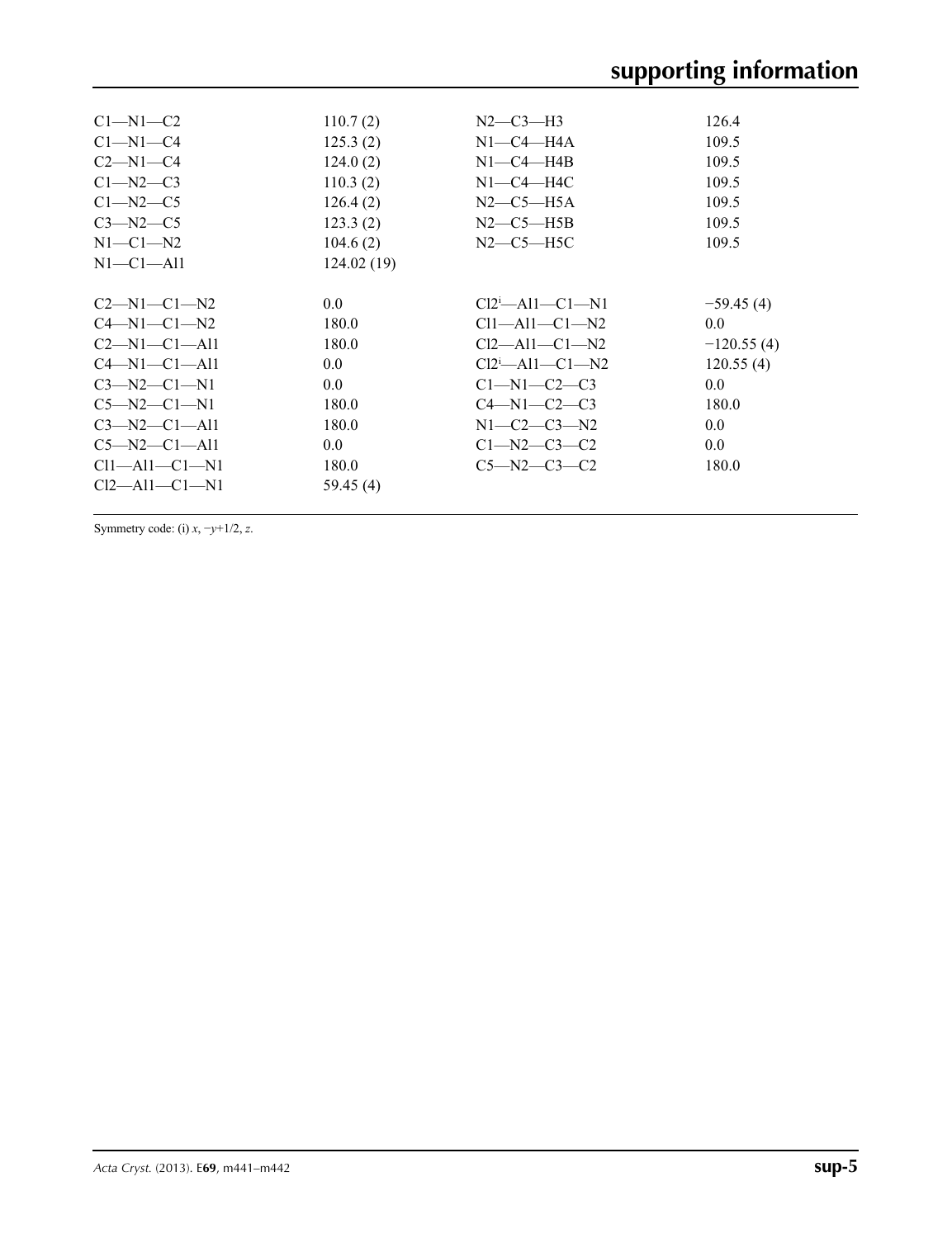| | | | |
|---|---|---|---|
| C1—N1—C2 | 110.7 (2) | N2—C3—H3 | 126.4 |
| C1—N1—C4 | 125.3 (2) | N1—C4—H4A | 109.5 |
| C2—N1—C4 | 124.0 (2) | N1—C4—H4B | 109.5 |
| C1—N2—C3 | 110.3 (2) | N1—C4—H4C | 109.5 |
| C1—N2—C5 | 126.4 (2) | N2—C5—H5A | 109.5 |
| C3—N2—C5 | 123.3 (2) | N2—C5—H5B | 109.5 |
| N1—C1—N2 | 104.6 (2) | N2—C5—H5C | 109.5 |
| N1—C1—Al1 | 124.02 (19) | | |
| | | | |
| C2—N1—C1—N2 | 0.0 | Cl2[i]—Al1—C1—N1 | −59.45 (4) |
| C4—N1—C1—N2 | 180.0 | Cl1—Al1—C1—N2 | 0.0 |
| C2—N1—C1—Al1 | 180.0 | Cl2—Al1—C1—N2 | −120.55 (4) |
| C4—N1—C1—Al1 | 0.0 | Cl2[i]—Al1—C1—N2 | 120.55 (4) |
| C3—N2—C1—N1 | 0.0 | C1—N1—C2—C3 | 0.0 |
| C5—N2—C1—N1 | 180.0 | C4—N1—C2—C3 | 180.0 |
| C3—N2—C1—Al1 | 180.0 | N1—C2—C3—N2 | 0.0 |
| C5—N2—C1—Al1 | 0.0 | C1—N2—C3—C2 | 0.0 |
| Cl1—Al1—C1—N1 | 180.0 | C5—N2—C3—C2 | 180.0 |
| Cl2—Al1—C1—N1 | 59.45 (4) | | |

Symmetry code: (i) *x*, −*y*+1/2, *z*.